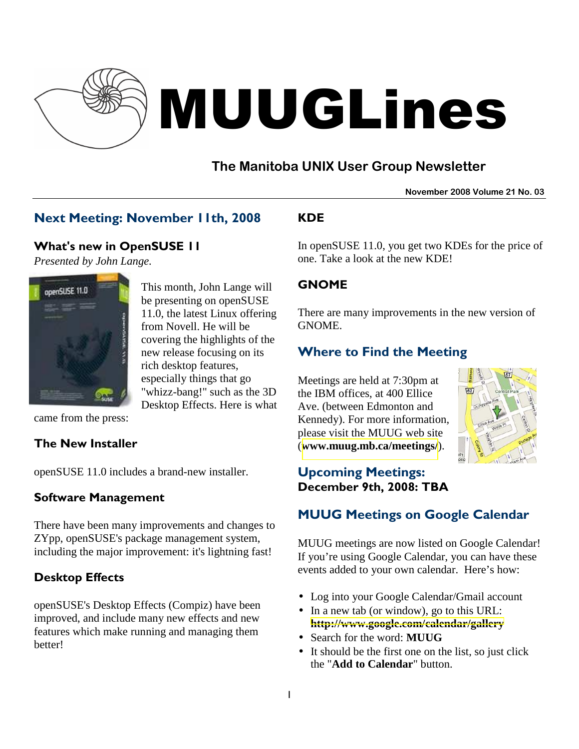# MUUGLines

## The Manitoba UNIX User Group Newsletter

**November 2008 Volume 21 No. 03**

## Next Meeting: November 11th, 2008

### What's new in OpenSUSE 11

*Presented by John Lange.*

This month, John Lange will be presenting on openSUSE 11.0, the latest Linux offering from Novell. He will be covering the highlights of the new release focusing on its rich desktop features, especially things that go "whizz-bang!" such as the 3D Desktop Effects. Here is what came from the press:

### The New Installer

openSUSE 11.0 includes a brand-new installer.

### Software Management

There have been many improvements and changes to ZYpp, openSUSE's package management system, including the major improvement: it's lightning fast!

### Desktop Effects

openSUSE's Desktop Effects (Compiz) have been improved, and include many new effects and new features which make running and managing them better!

### KDE

In openSUSE 11.0, you get two KDEs for the price of one. Take a look at the new KDE!

### GNOME

There are many improvements in the new version of GNOME.

## Where to Find the Meeting

Meetings are held at 7:30pm at the IBM offices, at 400 Ellice Ave. (between Edmonton and Kennedy). For more information, please visit the MUUG web site (**www.muug.mb.ca/meetings/**).

## Upcoming Meetings:

**December 9th, 2008: TBA**

## MUUG Meetings on Google Calendar

MUUG meetings are now listed on Google Calendar! If you're using Google Calendar, you can have these events added to your own calendar. Here's how:

- Log into your Google Calendar/Gmail account
- In a new tab (or window), go to this URL: **http://www.google.com/calendar/gallery**
- Search for the word: **MUUG**
- It should be the first one on the list, so just click the "**Add to Calendar**" button.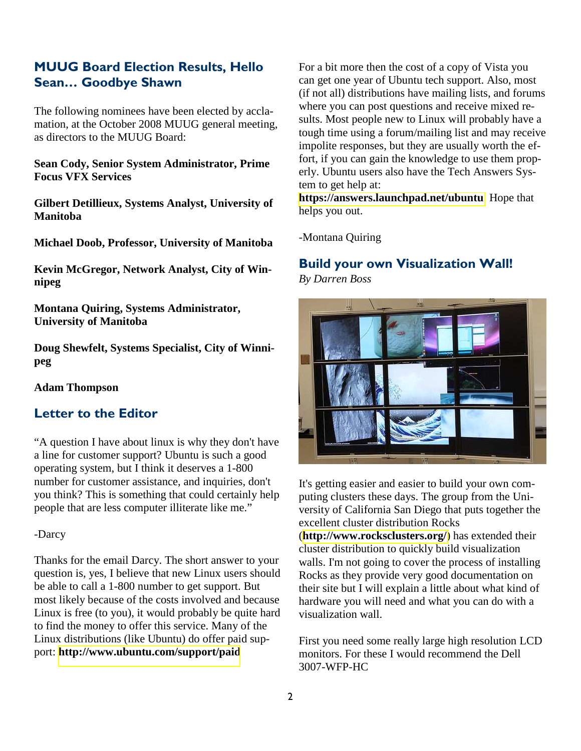## MUUG Board Election Results, Hello Sean… Goodbye Shawn

The following nominees have been elected by acclamation, at the October 2008 MUUG general meeting, as directors to the MUUG Board:

**Sean Cody, Senior System Administrator, Prime Focus VFX Services**

**Gilbert Detillieux, Systems Analyst, University of Manitoba**

**Michael Doob, Professor, University of Manitoba**

**Kevin McGregor, Network Analyst, City of Winnipeg**

**Montana Quiring, Systems Administrator, University of Manitoba**

**Doug Shewfelt, Systems Specialist, City of Winnipeg**

**Adam Thompson**

## Letter to the Editor

"A question I have about linux is why they don't have a line for customer support? Ubuntu is such a good operating system, but I think it deserves a 1-800 number for customer assistance, and inquiries, don't you think? This is something that could certainly help people that are less computer illiterate like me."

-Darcy

Thanks for the email Darcy. The short answer to your question is, yes, I believe that new Linux users should be able to call a 1-800 number to get support. But most likely because of the costs involved and because Linux is free (to you), it would probably be quite hard to find the money to offer this service. Many of the Linux distributions (like Ubuntu) do offer paid support: **http://www.ubuntu.com/support/paid** For a bit more then the cost of a copy of Vista you can get one year of Ubuntu tech support. Also, most (if not all) distributions have mailing lists, and forums where you can post questions and receive mixed results. Most people new to Linux will probably have a tough time using a forum/mailing list and may receive impolite responses, but they are usually worth the effort, if you can gain the knowledge to use them properly. Ubuntu users also have the Tech Answers System to get help at: **https://answers.launchpad.net/ubuntu** Hope that helps you out.

-Montana Quiring

## Build your own Visualization Wall!

*By Darren Boss*

It's getting easier and easier to build your own computing clusters these days. The group from the University of California San Diego that puts together the excellent cluster distribution Rocks (**http://www.rocksclusters.org/**) has extended their cluster distribution to quickly build visualization walls. I'm not going to cover the process of installing Rocks as they provide very good documentation on their site but I will explain a little about what kind of hardware you will need and what you can do with a visualization wall.

First you need some really large high resolution LCD monitors. For these I would recommend the Dell 3007-WFP-HC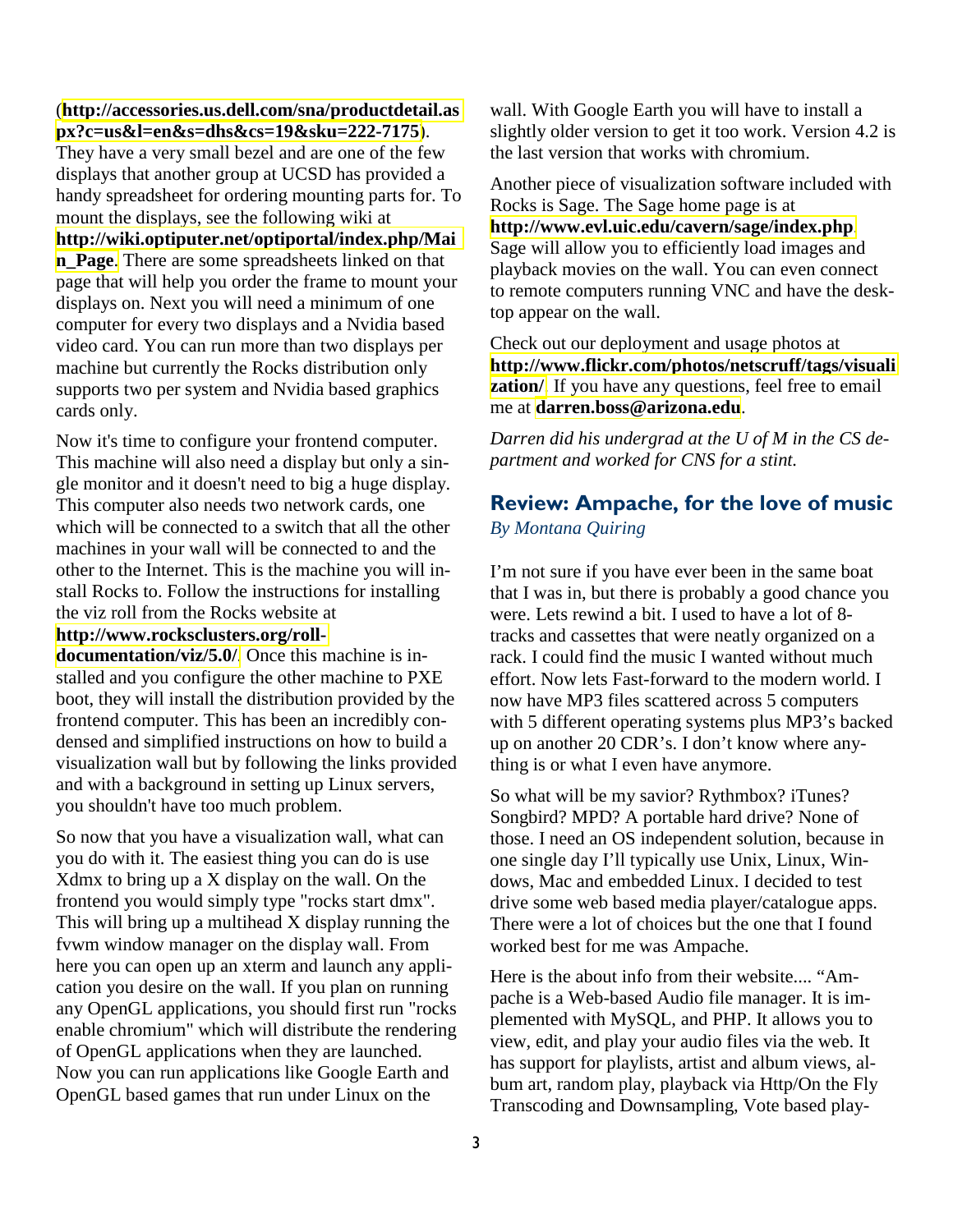(**http://accessories.us.dell.com/sna/productdetail.aspx?c=us&l=en&s=dhs&cs=19&sku=222-7175**). They have a very small bezel and are one of the few displays that another group at UCSD has provided a handy spreadsheet for ordering mounting parts for. To mount the displays, see the following wiki at **http://wiki.optiputer.net/optiportal/index.php/Main_Page**. There are some spreadsheets linked on that page that will help you order the frame to mount your displays on. Next you will need a minimum of one computer for every two displays and a Nvidia based video card. You can run more than two displays per machine but currently the Rocks distribution only supports two per system and Nvidia based graphics cards only.

Now it's time to configure your frontend computer. This machine will also need a display but only a single monitor and it doesn't need to big a huge display. This computer also needs two network cards, one which will be connected to a switch that all the other machines in your wall will be connected to and the other to the Internet. This is the machine you will install Rocks to. Follow the instructions for installing the viz roll from the Rocks website at **http://www.rocksclusters.org/roll-documentation/viz/5.0/**. Once this machine is installed and you configure the other machine to PXE boot, they will install the distribution provided by the frontend computer. This has been an incredibly condensed and simplified instructions on how to build a visualization wall but by following the links provided and with a background in setting up Linux servers, you shouldn't have too much problem.

So now that you have a visualization wall, what can you do with it. The easiest thing you can do is use Xdmx to bring up a X display on the wall. On the frontend you would simply type "rocks start dmx". This will bring up a multihead X display running the fvwm window manager on the display wall. From here you can open up an xterm and launch any application you desire on the wall. If you plan on running any OpenGL applications, you should first run "rocks enable chromium" which will distribute the rendering of OpenGL applications when they are launched. Now you can run applications like Google Earth and OpenGL based games that run under Linux on the wall. With Google Earth you will have to install a slightly older version to get it too work. Version 4.2 is the last version that works with chromium.

Another piece of visualization software included with Rocks is Sage. The Sage home page is at **http://www.evl.uic.edu/cavern/sage/index.php**. Sage will allow you to efficiently load images and playback movies on the wall. You can even connect to remote computers running VNC and have the desktop appear on the wall.

Check out our deployment and usage photos at **http://www.flickr.com/photos/netscruff/tags/visualization/**. If you have any questions, feel free to email me at **darren.boss@arizona.edu**.

*Darren did his undergrad at the U of M in the CS department and worked for CNS for a stint.*

## Review: Ampache, for the love of music

*By Montana Quiring*

I'm not sure if you have ever been in the same boat that I was in, but there is probably a good chance you were. Lets rewind a bit. I used to have a lot of 8-tracks and cassettes that were neatly organized on a rack. I could find the music I wanted without much effort. Now lets Fast-forward to the modern world. I now have MP3 files scattered across 5 computers with 5 different operating systems plus MP3's backed up on another 20 CDR's. I don't know where anything is or what I even have anymore.

So what will be my savior? Rythmbox? iTunes? Songbird? MPD? A portable hard drive? None of those. I need an OS independent solution, because in one single day I'll typically use Unix, Linux, Windows, Mac and embedded Linux. I decided to test drive some web based media player/catalogue apps. There were a lot of choices but the one that I found worked best for me was Ampache.

Here is the about info from their website.... "Ampache is a Web-based Audio file manager. It is implemented with MySQL, and PHP. It allows you to view, edit, and play your audio files via the web. It has support for playlists, artist and album views, album art, random play, playback via Http/On the Fly Transcoding and Downsampling, Vote based play-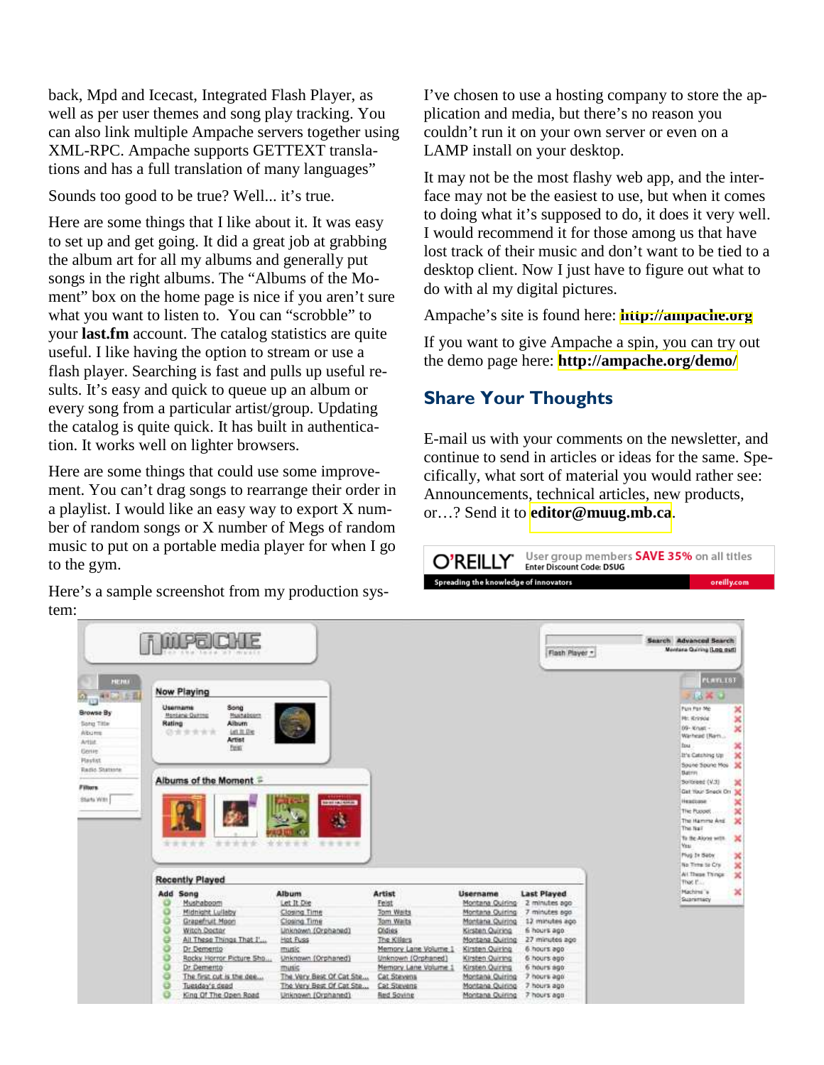back, Mpd and Icecast, Integrated Flash Player, as well as per user themes and song play tracking. You can also link multiple Ampache servers together using XML-RPC. Ampache supports GETTEXT translations and has a full translation of many languages"

Sounds too good to be true? Well... it's true.

Here are some things that I like about it. It was easy to set up and get going. It did a great job at grabbing the album art for all my albums and generally put songs in the right albums. The "Albums of the Moment" box on the home page is nice if you aren't sure what you want to listen to. You can "scrobble" to your **last.fm** account. The catalog statistics are quite useful. I like having the option to stream or use a flash player. Searching is fast and pulls up useful results. It's easy and quick to queue up an album or every song from a particular artist/group. Updating the catalog is quite quick. It has built in authentication. It works well on lighter browsers.

Here are some things that could use some improvement. You can't drag songs to rearrange their order in a playlist. I would like an easy way to export X number of random songs or X number of Megs of random music to put on a portable media player for when I go to the gym.

Here's a sample screenshot from my production system:

I've chosen to use a hosting company to store the application and media, but there's no reason you couldn't run it on your own server or even on a LAMP install on your desktop.

It may not be the most flashy web app, and the interface may not be the easiest to use, but when it comes to doing what it's supposed to do, it does it very well. I would recommend it for those among us that have lost track of their music and don't want to be tied to a desktop client. Now I just have to figure out what to do with al my digital pictures.

Ampache's site is found here: **http://ampache.org**

If you want to give Ampache a spin, you can try out the demo page here: **http://ampache.org/demo/**

## Share Your Thoughts

E-mail us with your comments on the newsletter, and continue to send in articles or ideas for the same. Specifically, what sort of material you would rather see: Announcements, technical articles, new products, or…? Send it to **editor@muug.mb.ca**.

O'REILLY User group members SAVE 35% on all titles
Enter Discount Code: DSUG
Spreading the knowledge of innovators oreilly.com